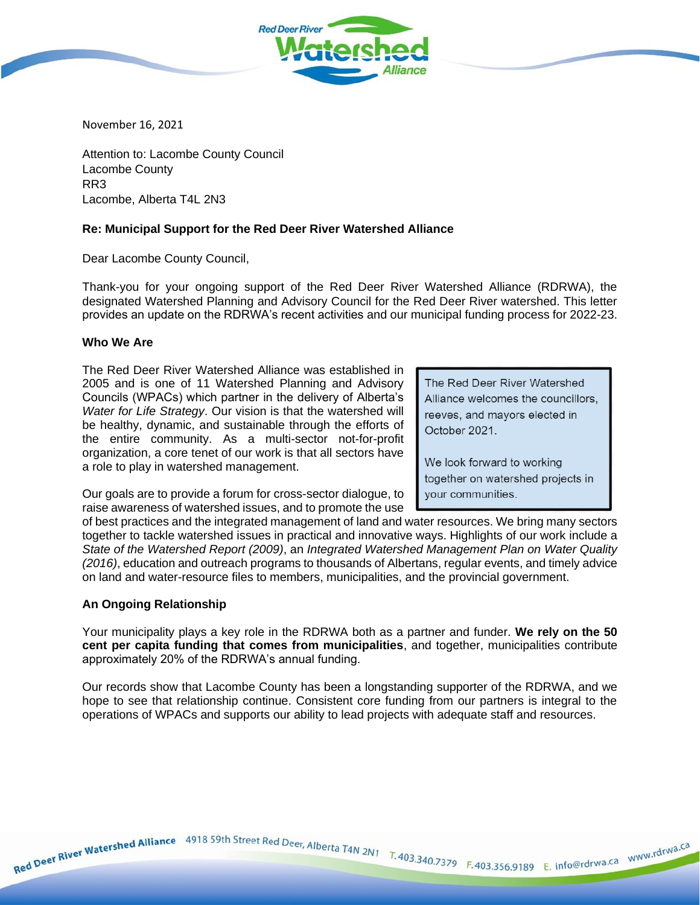November 16, 2021

Attention to: Lacombe County Council
Lacombe County
RR3
Lacombe, Alberta T4L 2N3

**Re: Municipal Support for the Red Deer River Watershed Alliance**

Dear Lacombe County Council,

Thank-you for your ongoing support of the Red Deer River Watershed Alliance (RDRWA), the designated Watershed Planning and Advisory Council for the Red Deer River watershed. This letter provides an update on the RDRWA's recent activities and our municipal funding process for 2022-23.

**Who We Are**

> The Red Deer River Watershed Alliance welcomes the councillors, reeves, and mayors elected in October 2021.
>
> We look forward to working together on watershed projects in your communities.

The Red Deer River Watershed Alliance was established in 2005 and is one of 11 Watershed Planning and Advisory Councils (WPACs) which partner in the delivery of Alberta's *Water for Life Strategy*. Our vision is that the watershed will be healthy, dynamic, and sustainable through the efforts of the entire community. As a multi-sector not-for-profit organization, a core tenet of our work is that all sectors have a role to play in watershed management.

Our goals are to provide a forum for cross-sector dialogue, to raise awareness of watershed issues, and to promote the use of best practices and the integrated management of land and water resources. We bring many sectors together to tackle watershed issues in practical and innovative ways. Highlights of our work include a *State of the Watershed Report (2009)*, an *Integrated Watershed Management Plan on Water Quality (2016)*, education and outreach programs to thousands of Albertans, regular events, and timely advice on land and water-resource files to members, municipalities, and the provincial government.

**An Ongoing Relationship**

Your municipality plays a key role in the RDRWA both as a partner and funder. **We rely on the 50 cent per capita funding that comes from municipalities**, and together, municipalities contribute approximately 20% of the RDRWA's annual funding.

Our records show that Lacombe County has been a longstanding supporter of the RDRWA, and we hope to see that relationship continue. Consistent core funding from our partners is integral to the operations of WPACs and supports our ability to lead projects with adequate staff and resources.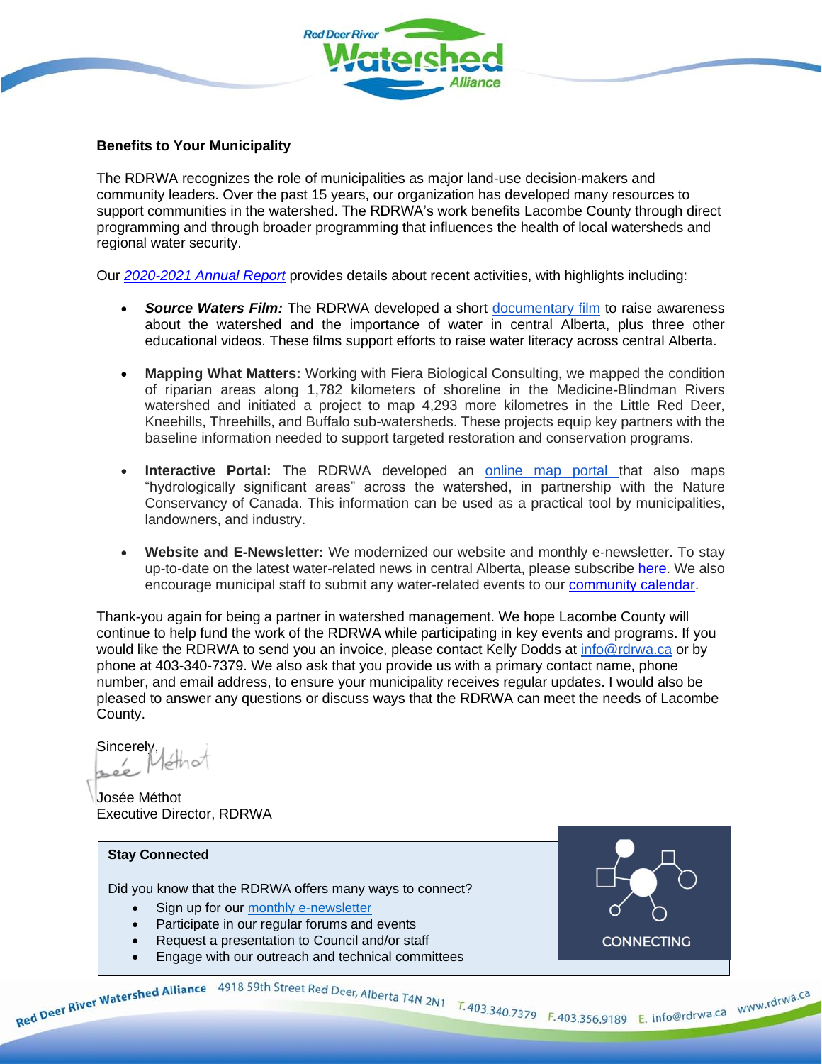**Benefits to Your Municipality**

The RDRWA recognizes the role of municipalities as major land-use decision-makers and community leaders. Over the past 15 years, our organization has developed many resources to support communities in the watershed. The RDRWA's work benefits Lacombe County through direct programming and through broader programming that influences the health of local watersheds and regional water security.

Our *2020-2021 Annual Report* provides details about recent activities, with highlights including:

- ***Source Waters Film:*** The RDRWA developed a short documentary film to raise awareness about the watershed and the importance of water in central Alberta, plus three other educational videos. These films support efforts to raise water literacy across central Alberta.
- **Mapping What Matters:** Working with Fiera Biological Consulting, we mapped the condition of riparian areas along 1,782 kilometers of shoreline in the Medicine-Blindman Rivers watershed and initiated a project to map 4,293 more kilometres in the Little Red Deer, Kneehills, Threehills, and Buffalo sub-watersheds. These projects equip key partners with the baseline information needed to support targeted restoration and conservation programs.
- **Interactive Portal:** The RDRWA developed an online map portal that also maps "hydrologically significant areas" across the watershed, in partnership with the Nature Conservancy of Canada. This information can be used as a practical tool by municipalities, landowners, and industry.
- **Website and E-Newsletter:** We modernized our website and monthly e-newsletter. To stay up-to-date on the latest water-related news in central Alberta, please subscribe here. We also encourage municipal staff to submit any water-related events to our community calendar.

Thank-you again for being a partner in watershed management. We hope Lacombe County will continue to help fund the work of the RDRWA while participating in key events and programs. If you would like the RDRWA to send you an invoice, please contact Kelly Dodds at info@rdrwa.ca or by phone at 403-340-7379. We also ask that you provide us with a primary contact name, phone number, and email address, to ensure your municipality receives regular updates. I would also be pleased to answer any questions or discuss ways that the RDRWA can meet the needs of Lacombe County.

Sincerely,

Josée Méthot
Executive Director, RDRWA

**Stay Connected**

Did you know that the RDRWA offers many ways to connect?

- Sign up for our monthly e-newsletter
- Participate in our regular forums and events
- Request a presentation to Council and/or staff
- Engage with our outreach and technical committees

CONNECTING

Red Deer River Watershed Alliance 4918 59th Street Red Deer, Alberta T4N 2N1 T.403.340.7379 F.403.356.9189 E. info@rdrwa.ca www.rdrwa.ca